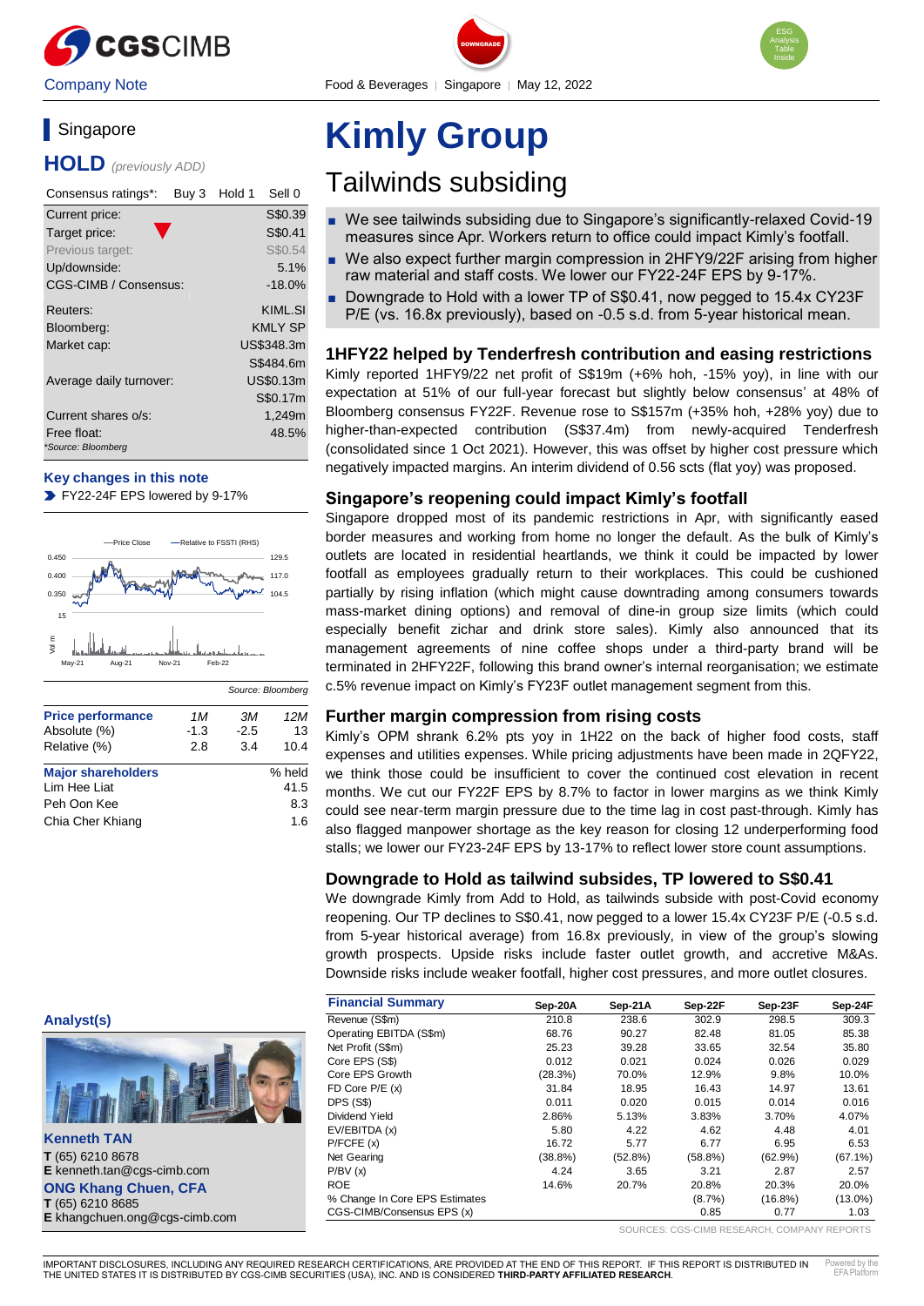# Kimly Group

## Tailwinds subsiding

Company Note | Food & Beverages | Singapore | May 12, 2022

DOWNGRADE

- We see tailwinds subsiding due to Singapore's significantly-relaxed Covid-19 measures since Apr. Workers return to office could impact Kimly's footfall.
- We also expect further margin compression in 2HFY9/22F arising from higher raw material and staff costs. We lower our FY22-24F EPS by 9-17%.
- Downgrade to Hold with a lower TP of S$0.41, now pegged to 15.4x CY23F P/E (vs. 16.8x previously), based on -0.5 s.d. from 5-year historical mean.

### 1HFY22 helped by Tenderfresh contribution and easing restrictions

Kimly reported 1HFY9/22 net profit of S$19m (+6% hoh, -15% yoy), in line with our expectation at 51% of our full-year forecast but slightly below consensus' at 48% of Bloomberg consensus FY22F. Revenue rose to S$157m (+35% hoh, +28% yoy) due to higher-than-expected contribution (S$37.4m) from newly-acquired Tenderfresh (consolidated since 1 Oct 2021). However, this was offset by higher cost pressure which negatively impacted margins. An interim dividend of 0.56 scts (flat yoy) was proposed.

### Singapore's reopening could impact Kimly's footfall

Singapore dropped most of its pandemic restrictions in Apr, with significantly eased border measures and working from home no longer the default. As the bulk of Kimly's outlets are located in residential heartlands, we think it could be impacted by lower footfall as employees gradually return to their workplaces. This could be cushioned partially by rising inflation (which might cause downtrading among consumers towards mass-market dining options) and removal of dine-in group size limits (which could especially benefit zichar and drink store sales). Kimly also announced that its management agreements of nine coffee shops under a third-party brand will be terminated in 2HFY22F, following this brand owner's internal reorganisation; we estimate c.5% revenue impact on Kimly's FY23F outlet management segment from this.

### Further margin compression from rising costs

Kimly's OPM shrank 6.2% pts yoy in 1H22 on the back of higher food costs, staff expenses and utilities expenses. While pricing adjustments have been made in 2QFY22, we think those could be insufficient to cover the continued cost elevation in recent months. We cut our FY22F EPS by 8.7% to factor in lower margins as we think Kimly could see near-term margin pressure due to the time lag in cost past-through. Kimly has also flagged manpower shortage as the key reason for closing 12 underperforming food stalls; we lower our FY23-24F EPS by 13-17% to reflect lower store count assumptions.

### Downgrade to Hold as tailwind subsides, TP lowered to S$0.41

We downgrade Kimly from Add to Hold, as tailwinds subside with post-Covid economy reopening. Our TP declines to S$0.41, now pegged to a lower 15.4x CY23F P/E (-0.5 s.d. from 5-year historical average) from 16.8x previously, in view of the group's slowing growth prospects. Upside risks include faster outlet growth, and accretive M&As. Downside risks include weaker footfall, higher cost pressures, and more outlet closures.

| Financial Summary | Sep-20A | Sep-21A | Sep-22F | Sep-23F | Sep-24F |
|---|---|---|---|---|---|
| Revenue (S$m) | 210.8 | 238.6 | 302.9 | 298.5 | 309.3 |
| Operating EBITDA (S$m) | 68.76 | 90.27 | 82.48 | 81.05 | 85.38 |
| Net Profit (S$m) | 25.23 | 39.28 | 33.65 | 32.54 | 35.80 |
| Core EPS (S$) | 0.012 | 0.021 | 0.024 | 0.026 | 0.029 |
| Core EPS Growth | (28.3%) | 70.0% | 12.9% | 9.8% | 10.0% |
| FD Core P/E (x) | 31.84 | 18.95 | 16.43 | 14.97 | 13.61 |
| DPS (S$) | 0.011 | 0.020 | 0.015 | 0.014 | 0.016 |
| Dividend Yield | 2.86% | 5.13% | 3.83% | 3.70% | 4.07% |
| EV/EBITDA (x) | 5.80 | 4.22 | 4.62 | 4.48 | 4.01 |
| P/FCFE (x) | 16.72 | 5.77 | 6.77 | 6.95 | 6.53 |
| Net Gearing | (38.8%) | (52.8%) | (58.8%) | (62.9%) | (67.1%) |
| P/BV (x) | 4.24 | 3.65 | 3.21 | 2.87 | 2.57 |
| ROE | 14.6% | 20.7% | 20.8% | 20.3% | 20.0% |
| % Change In Core EPS Estimates | | | (8.7%) | (16.8%) | (13.0%) |
| CGS-CIMB/Consensus EPS (x) | | | 0.85 | 0.77 | 1.03 |

SOURCES: CGS-CIMB RESEARCH, COMPANY REPORTS

---

## Singapore

**HOLD** *(previously ADD)*

| Consensus ratings*: | Buy 3 | Hold 1 | Sell 0 |
|---|---|---|---|

| | |
|---|---|
| Current price: | S$0.39 |
| Target price: | S$0.41 |
| Previous target: | S$0.54 |
| Up/downside: | 5.1% |
| CGS-CIMB / Consensus: | -18.0% |
| Reuters: | KIML.SI |
| Bloomberg: | KMLY SP |
| Market cap: | US$348.3m |
| | S$484.6m |
| Average daily turnover: | US$0.13m |
| | S$0.17m |
| Current shares o/s: | 1,249m |
| Free float: | 48.5% |

*Source: Bloomberg

**Key changes in this note**

- FY22-24F EPS lowered by 9-17%

Source: Bloomberg

| Price performance | 1M | 3M | 12M |
|---|---|---|---|
| Absolute (%) | -1.3 | -2.5 | 13 |
| Relative (%) | 2.8 | 3.4 | 10.4 |

| Major shareholders | % held |
|---|---|
| Lim Hee Liat | 41.5 |
| Peh Oon Kee | 8.3 |
| Chia Cher Khiang | 1.6 |

**Analyst(s)**

**Kenneth TAN**
**T** (65) 6210 8678
**E** kenneth.tan@cgs-cimb.com

**ONG Khang Chuen, CFA**
**T** (65) 6210 8685
**E** khangchuen.ong@cgs-cimb.com

IMPORTANT DISCLOSURES, INCLUDING ANY REQUIRED RESEARCH CERTIFICATIONS, ARE PROVIDED AT THE END OF THIS REPORT. IF THIS REPORT IS DISTRIBUTED IN THE UNITED STATES IT IS DISTRIBUTED BY CGS-CIMB SECURITIES (USA), INC. AND IS CONSIDERED **THIRD-PARTY AFFILIATED RESEARCH**.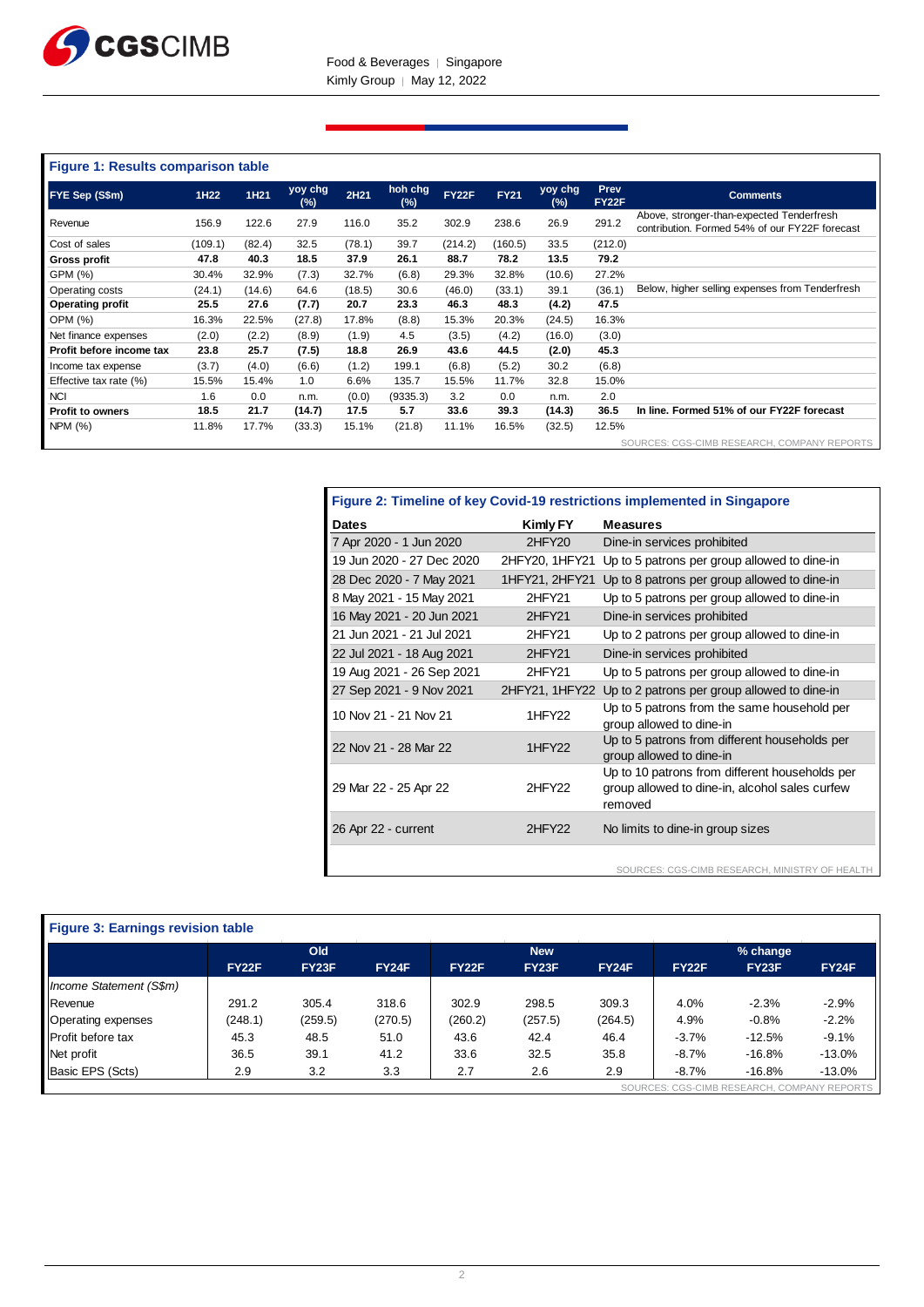## Figure 1: Results comparison table

| FYE Sep (S$m) | 1H22 | 1H21 | yoy chg (%) | 2H21 | hoh chg (%) | FY22F | FY21 | yoy chg (%) | Prev FY22F | Comments |
|---|---|---|---|---|---|---|---|---|---|---|
| Revenue | 156.9 | 122.6 | 27.9 | 116.0 | 35.2 | 302.9 | 238.6 | 26.9 | 291.2 | Above, stronger-than-expected Tenderfresh contribution. Formed 54% of our FY22F forecast |
| Cost of sales | (109.1) | (82.4) | 32.5 | (78.1) | 39.7 | (214.2) | (160.5) | 33.5 | (212.0) | |
| **Gross profit** | **47.8** | **40.3** | **18.5** | **37.9** | **26.1** | **88.7** | **78.2** | **13.5** | **79.2** | |
| GPM (%) | 30.4% | 32.9% | (7.3) | 32.7% | (6.8) | 29.3% | 32.8% | (10.6) | 27.2% | |
| Operating costs | (24.1) | (14.6) | 64.6 | (18.5) | 30.6 | (46.0) | (33.1) | 39.1 | (36.1) | Below, higher selling expenses from Tenderfresh |
| **Operating profit** | **25.5** | **27.6** | **(7.7)** | **20.7** | **23.3** | **46.3** | **48.3** | **(4.2)** | **47.5** | |
| OPM (%) | 16.3% | 22.5% | (27.8) | 17.8% | (8.8) | 15.3% | 20.3% | (24.5) | 16.3% | |
| Net finance expenses | (2.0) | (2.2) | (8.9) | (1.9) | 4.5 | (3.5) | (4.2) | (16.0) | (3.0) | |
| **Profit before income tax** | **23.8** | **25.7** | **(7.5)** | **18.8** | **26.9** | **43.6** | **44.5** | **(2.0)** | **45.3** | |
| Income tax expense | (3.7) | (4.0) | (6.6) | (1.2) | 199.1 | (6.8) | (5.2) | 30.2 | (6.8) | |
| Effective tax rate (%) | 15.5% | 15.4% | 1.0 | 6.6% | 135.7 | 15.5% | 11.7% | 32.8 | 15.0% | |
| NCI | 1.6 | 0.0 | n.m. | (0.0) | (9335.3) | 3.2 | 0.0 | n.m. | 2.0 | |
| **Profit to owners** | **18.5** | **21.7** | **(14.7)** | **17.5** | **5.7** | **33.6** | **39.3** | **(14.3)** | **36.5** | **In line. Formed 51% of our FY22F forecast** |
| NPM (%) | 11.8% | 17.7% | (33.3) | 15.1% | (21.8) | 11.1% | 16.5% | (32.5) | 12.5% | |

SOURCES: CGS-CIMB RESEARCH, COMPANY REPORTS

## Figure 2: Timeline of key Covid-19 restrictions implemented in Singapore

| Dates | Kimly FY | Measures |
|---|---|---|
| 7 Apr 2020 - 1 Jun 2020 | 2HFY20 | Dine-in services prohibited |
| 19 Jun 2020 - 27 Dec 2020 | 2HFY20, 1HFY21 | Up to 5 patrons per group allowed to dine-in |
| 28 Dec 2020 - 7 May 2021 | 1HFY21, 2HFY21 | Up to 8 patrons per group allowed to dine-in |
| 8 May 2021 - 15 May 2021 | 2HFY21 | Up to 5 patrons per group allowed to dine-in |
| 16 May 2021 - 20 Jun 2021 | 2HFY21 | Dine-in services prohibited |
| 21 Jun 2021 - 21 Jul 2021 | 2HFY21 | Up to 2 patrons per group allowed to dine-in |
| 22 Jul 2021 - 18 Aug 2021 | 2HFY21 | Dine-in services prohibited |
| 19 Aug 2021 - 26 Sep 2021 | 2HFY21 | Up to 5 patrons per group allowed to dine-in |
| 27 Sep 2021 - 9 Nov 2021 | 2HFY21, 1HFY22 | Up to 2 patrons per group allowed to dine-in |
| 10 Nov 21 - 21 Nov 21 | 1HFY22 | Up to 5 patrons from the same household per group allowed to dine-in |
| 22 Nov 21 - 28 Mar 22 | 1HFY22 | Up to 5 patrons from different households per group allowed to dine-in |
| 29 Mar 22 - 25 Apr 22 | 2HFY22 | Up to 10 patrons from different households per group allowed to dine-in, alcohol sales curfew removed |
| 26 Apr 22 - current | 2HFY22 | No limits to dine-in group sizes |

SOURCES: CGS-CIMB RESEARCH, MINISTRY OF HEALTH

## Figure 3: Earnings revision table

| | Old | | | New | | | % change | | |
|---|---|---|---|---|---|---|---|---|---|
| | FY22F | FY23F | FY24F | FY22F | FY23F | FY24F | FY22F | FY23F | FY24F |
| *Income Statement (S$m)* | | | | | | | | | |
| Revenue | 291.2 | 305.4 | 318.6 | 302.9 | 298.5 | 309.3 | 4.0% | -2.3% | -2.9% |
| Operating expenses | (248.1) | (259.5) | (270.5) | (260.2) | (257.5) | (264.5) | 4.9% | -0.8% | -2.2% |
| Profit before tax | 45.3 | 48.5 | 51.0 | 43.6 | 42.4 | 46.4 | -3.7% | -12.5% | -9.1% |
| Net profit | 36.5 | 39.1 | 41.2 | 33.6 | 32.5 | 35.8 | -8.7% | -16.8% | -13.0% |
| Basic EPS (Scts) | 2.9 | 3.2 | 3.3 | 2.7 | 2.6 | 2.9 | -8.7% | -16.8% | -13.0% |

SOURCES: CGS-CIMB RESEARCH, COMPANY REPORTS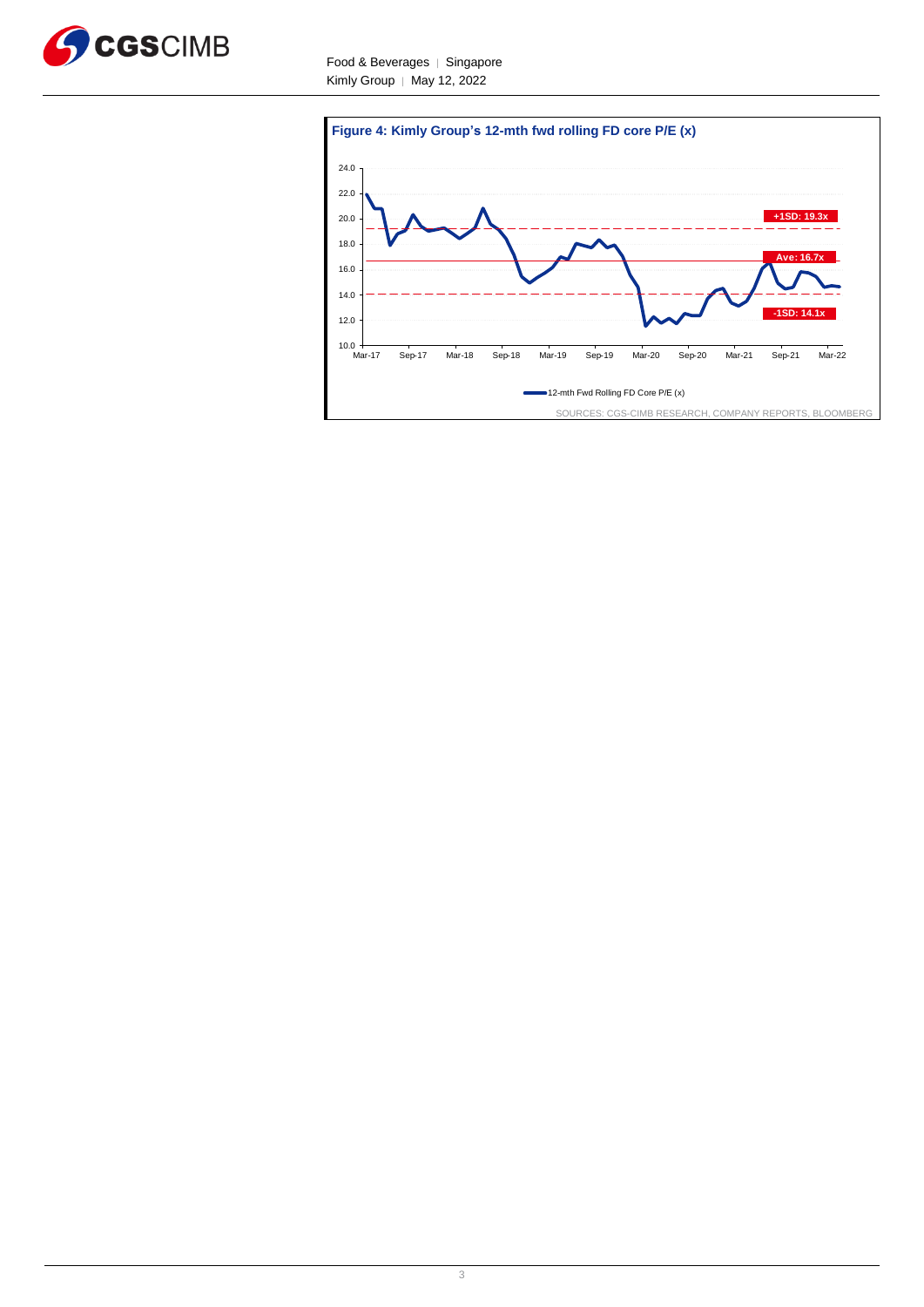**Figure 4: Kimly Group's 12-mth fwd rolling FD core P/E (x)**

SOURCES: CGS-CIMB RESEARCH, COMPANY REPORTS, BLOOMBERG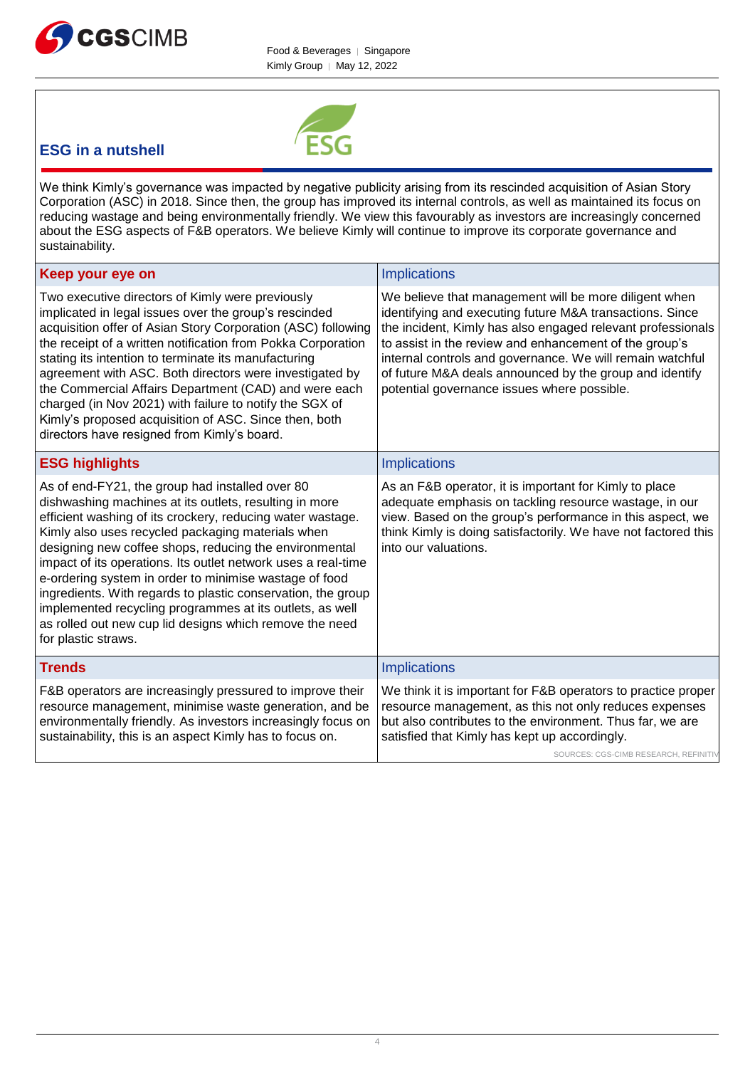## ESG in a nutshell

We think Kimly's governance was impacted by negative publicity arising from its rescinded acquisition of Asian Story Corporation (ASC) in 2018. Since then, the group has improved its internal controls, as well as maintained its focus on reducing wastage and being environmentally friendly. We view this favourably as investors are increasingly concerned about the ESG aspects of F&B operators. We believe Kimly will continue to improve its corporate governance and sustainability.

| Keep your eye on | Implications |
|---|---|
| Two executive directors of Kimly were previously implicated in legal issues over the group's rescinded acquisition offer of Asian Story Corporation (ASC) following the receipt of a written notification from Pokka Corporation stating its intention to terminate its manufacturing agreement with ASC. Both directors were investigated by the Commercial Affairs Department (CAD) and were each charged (in Nov 2021) with failure to notify the SGX of Kimly's proposed acquisition of ASC. Since then, both directors have resigned from Kimly's board. | We believe that management will be more diligent when identifying and executing future M&A transactions. Since the incident, Kimly has also engaged relevant professionals to assist in the review and enhancement of the group's internal controls and governance. We will remain watchful of future M&A deals announced by the group and identify potential governance issues where possible. |
| **ESG highlights** | **Implications** |
| As of end-FY21, the group had installed over 80 dishwashing machines at its outlets, resulting in more efficient washing of its crockery, reducing water wastage. Kimly also uses recycled packaging materials when designing new coffee shops, reducing the environmental impact of its operations. Its outlet network uses a real-time e-ordering system in order to minimise wastage of food ingredients. With regards to plastic conservation, the group implemented recycling programmes at its outlets, as well as rolled out new cup lid designs which remove the need for plastic straws. | As an F&B operator, it is important for Kimly to place adequate emphasis on tackling resource wastage, in our view. Based on the group's performance in this aspect, we think Kimly is doing satisfactorily. We have not factored this into our valuations. |
| **Trends** | **Implications** |
| F&B operators are increasingly pressured to improve their resource management, minimise waste generation, and be environmentally friendly. As investors increasingly focus on sustainability, this is an aspect Kimly has to focus on. | We think it is important for F&B operators to practice proper resource management, as this not only reduces expenses but also contributes to the environment. Thus far, we are satisfied that Kimly has kept up accordingly. |

SOURCES: CGS-CIMB RESEARCH, REFINITIV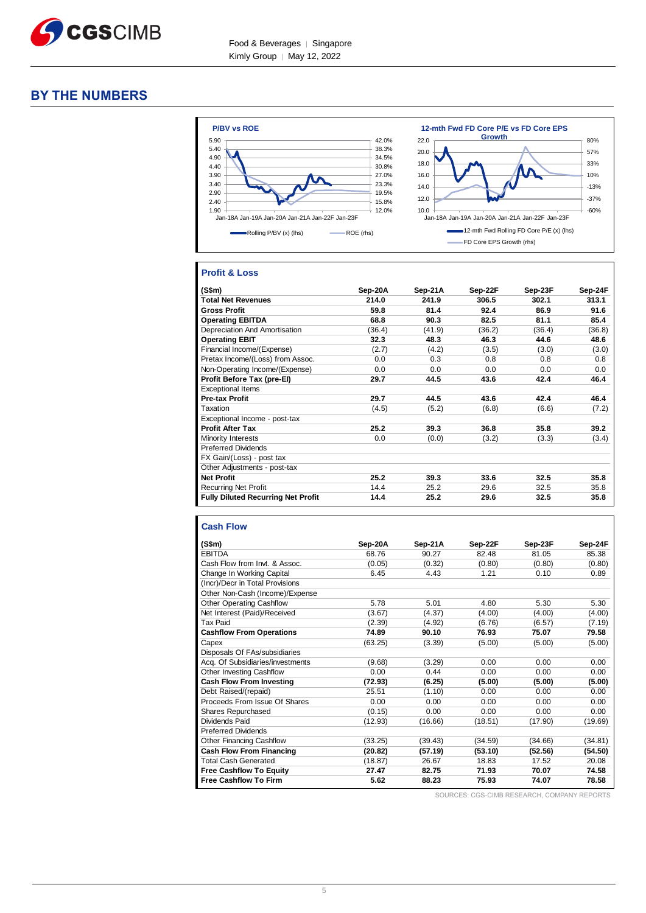## BY THE NUMBERS

**P/BV vs ROE**

**12-mth Fwd FD Core P/E vs FD Core EPS Growth**

### Profit & Loss

| (S$m) | Sep-20A | Sep-21A | Sep-22F | Sep-23F | Sep-24F |
|---|---|---|---|---|---|
| **Total Net Revenues** | 214.0 | 241.9 | 306.5 | 302.1 | 313.1 |
| **Gross Profit** | 59.8 | 81.4 | 92.4 | 86.9 | 91.6 |
| **Operating EBITDA** | 68.8 | 90.3 | 82.5 | 81.1 | 85.4 |
| Depreciation And Amortisation | (36.4) | (41.9) | (36.2) | (36.4) | (36.8) |
| **Operating EBIT** | 32.3 | 48.3 | 46.3 | 44.6 | 48.6 |
| Financial Income/(Expense) | (2.7) | (4.2) | (3.5) | (3.0) | (3.0) |
| Pretax Income/(Loss) from Assoc. | 0.0 | 0.3 | 0.8 | 0.8 | 0.8 |
| Non-Operating Income/(Expense) | 0.0 | 0.0 | 0.0 | 0.0 | 0.0 |
| **Profit Before Tax (pre-EI)** | 29.7 | 44.5 | 43.6 | 42.4 | 46.4 |
| Exceptional Items | | | | | |
| **Pre-tax Profit** | 29.7 | 44.5 | 43.6 | 42.4 | 46.4 |
| Taxation | (4.5) | (5.2) | (6.8) | (6.6) | (7.2) |
| Exceptional Income - post-tax | | | | | |
| **Profit After Tax** | 25.2 | 39.3 | 36.8 | 35.8 | 39.2 |
| Minority Interests | 0.0 | (0.0) | (3.2) | (3.3) | (3.4) |
| Preferred Dividends | | | | | |
| FX Gain/(Loss) - post tax | | | | | |
| Other Adjustments - post-tax | | | | | |
| **Net Profit** | 25.2 | 39.3 | 33.6 | 32.5 | 35.8 |
| Recurring Net Profit | 14.4 | 25.2 | 29.6 | 32.5 | 35.8 |
| **Fully Diluted Recurring Net Profit** | 14.4 | 25.2 | 29.6 | 32.5 | 35.8 |

### Cash Flow

| (S$m) | Sep-20A | Sep-21A | Sep-22F | Sep-23F | Sep-24F |
|---|---|---|---|---|---|
| EBITDA | 68.76 | 90.27 | 82.48 | 81.05 | 85.38 |
| Cash Flow from Invt. & Assoc. | (0.05) | (0.32) | (0.80) | (0.80) | (0.80) |
| Change In Working Capital | 6.45 | 4.43 | 1.21 | 0.10 | 0.89 |
| (Incr)/Decr in Total Provisions | | | | | |
| Other Non-Cash (Income)/Expense | | | | | |
| Other Operating Cashflow | 5.78 | 5.01 | 4.80 | 5.30 | 5.30 |
| Net Interest (Paid)/Received | (3.67) | (4.37) | (4.00) | (4.00) | (4.00) |
| Tax Paid | (2.39) | (4.92) | (6.76) | (6.57) | (7.19) |
| **Cashflow From Operations** | 74.89 | 90.10 | 76.93 | 75.07 | 79.58 |
| Capex | (63.25) | (3.39) | (5.00) | (5.00) | (5.00) |
| Disposals Of FAs/subsidiaries | | | | | |
| Acq. Of Subsidiaries/investments | (9.68) | (3.29) | 0.00 | 0.00 | 0.00 |
| Other Investing Cashflow | 0.00 | 0.44 | 0.00 | 0.00 | 0.00 |
| **Cash Flow From Investing** | (72.93) | (6.25) | (5.00) | (5.00) | (5.00) |
| Debt Raised/(repaid) | 25.51 | (1.10) | 0.00 | 0.00 | 0.00 |
| Proceeds From Issue Of Shares | 0.00 | 0.00 | 0.00 | 0.00 | 0.00 |
| Shares Repurchased | (0.15) | 0.00 | 0.00 | 0.00 | 0.00 |
| Dividends Paid | (12.93) | (16.66) | (18.51) | (17.90) | (19.69) |
| Preferred Dividends | | | | | |
| Other Financing Cashflow | (33.25) | (39.43) | (34.59) | (34.66) | (34.81) |
| **Cash Flow From Financing** | (20.82) | (57.19) | (53.10) | (52.56) | (54.50) |
| Total Cash Generated | (18.87) | 26.67 | 18.83 | 17.52 | 20.08 |
| **Free Cashflow To Equity** | 27.47 | 82.75 | 71.93 | 70.07 | 74.58 |
| **Free Cashflow To Firm** | 5.62 | 88.23 | 75.93 | 74.07 | 78.58 |

SOURCES: CGS-CIMB RESEARCH, COMPANY REPORTS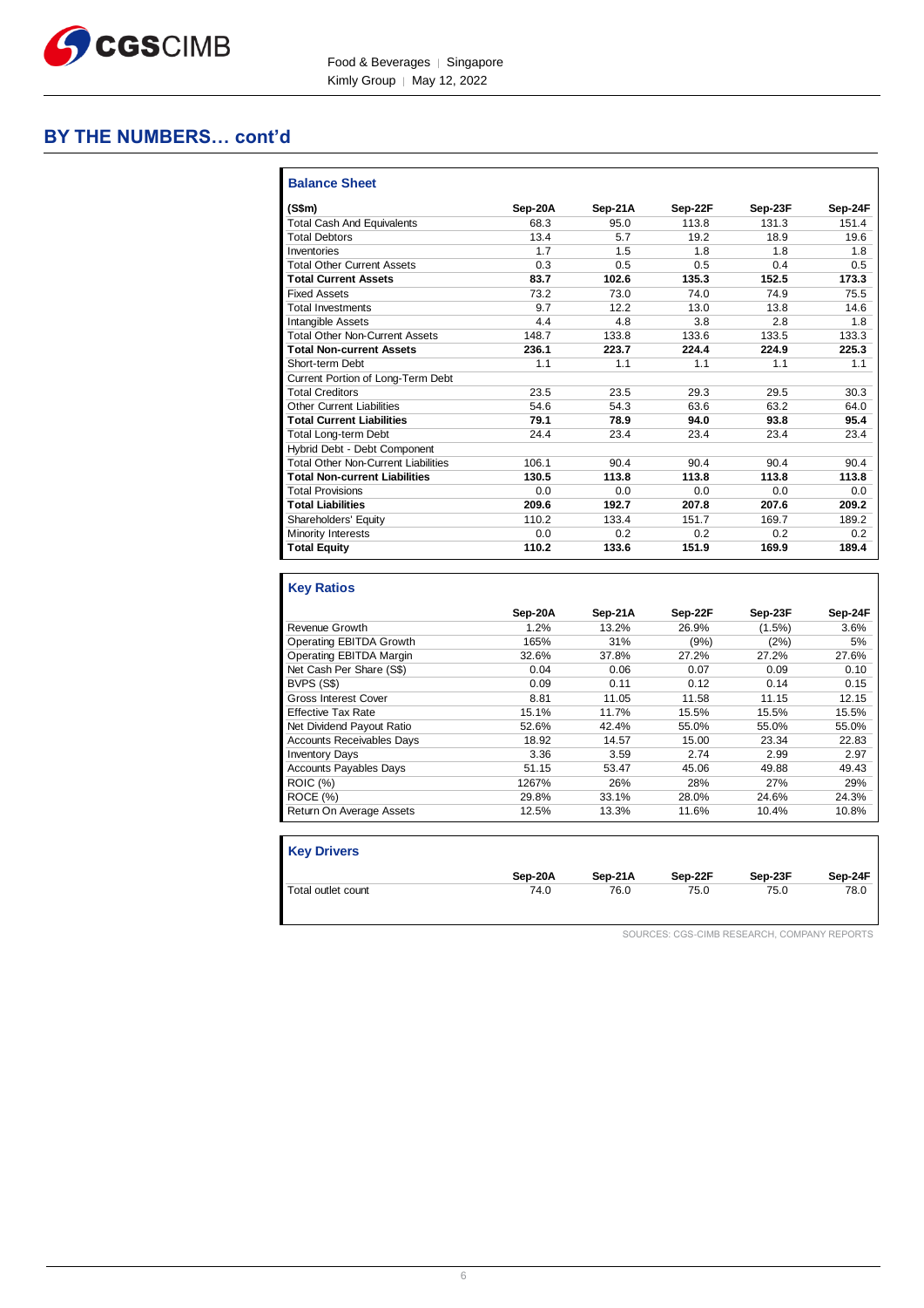## BY THE NUMBERS… cont'd

### Balance Sheet

| (S$m) | Sep-20A | Sep-21A | Sep-22F | Sep-23F | Sep-24F |
|---|---|---|---|---|---|
| Total Cash And Equivalents | 68.3 | 95.0 | 113.8 | 131.3 | 151.4 |
| Total Debtors | 13.4 | 5.7 | 19.2 | 18.9 | 19.6 |
| Inventories | 1.7 | 1.5 | 1.8 | 1.8 | 1.8 |
| Total Other Current Assets | 0.3 | 0.5 | 0.5 | 0.4 | 0.5 |
| **Total Current Assets** | **83.7** | **102.6** | **135.3** | **152.5** | **173.3** |
| Fixed Assets | 73.2 | 73.0 | 74.0 | 74.9 | 75.5 |
| Total Investments | 9.7 | 12.2 | 13.0 | 13.8 | 14.6 |
| Intangible Assets | 4.4 | 4.8 | 3.8 | 2.8 | 1.8 |
| Total Other Non-Current Assets | 148.7 | 133.8 | 133.6 | 133.5 | 133.3 |
| **Total Non-current Assets** | **236.1** | **223.7** | **224.4** | **224.9** | **225.3** |
| Short-term Debt | 1.1 | 1.1 | 1.1 | 1.1 | 1.1 |
| Current Portion of Long-Term Debt | | | | | |
| Total Creditors | 23.5 | 23.5 | 29.3 | 29.5 | 30.3 |
| Other Current Liabilities | 54.6 | 54.3 | 63.6 | 63.2 | 64.0 |
| **Total Current Liabilities** | **79.1** | **78.9** | **94.0** | **93.8** | **95.4** |
| Total Long-term Debt | 24.4 | 23.4 | 23.4 | 23.4 | 23.4 |
| Hybrid Debt - Debt Component | | | | | |
| Total Other Non-Current Liabilities | 106.1 | 90.4 | 90.4 | 90.4 | 90.4 |
| **Total Non-current Liabilities** | **130.5** | **113.8** | **113.8** | **113.8** | **113.8** |
| Total Provisions | 0.0 | 0.0 | 0.0 | 0.0 | 0.0 |
| **Total Liabilities** | **209.6** | **192.7** | **207.8** | **207.6** | **209.2** |
| Shareholders' Equity | 110.2 | 133.4 | 151.7 | 169.7 | 189.2 |
| Minority Interests | 0.0 | 0.2 | 0.2 | 0.2 | 0.2 |
| **Total Equity** | **110.2** | **133.6** | **151.9** | **169.9** | **189.4** |

### Key Ratios

| | Sep-20A | Sep-21A | Sep-22F | Sep-23F | Sep-24F |
|---|---|---|---|---|---|
| Revenue Growth | 1.2% | 13.2% | 26.9% | (1.5%) | 3.6% |
| Operating EBITDA Growth | 165% | 31% | (9%) | (2%) | 5% |
| Operating EBITDA Margin | 32.6% | 37.8% | 27.2% | 27.2% | 27.6% |
| Net Cash Per Share (S$) | 0.04 | 0.06 | 0.07 | 0.09 | 0.10 |
| BVPS (S$) | 0.09 | 0.11 | 0.12 | 0.14 | 0.15 |
| Gross Interest Cover | 8.81 | 11.05 | 11.58 | 11.15 | 12.15 |
| Effective Tax Rate | 15.1% | 11.7% | 15.5% | 15.5% | 15.5% |
| Net Dividend Payout Ratio | 52.6% | 42.4% | 55.0% | 55.0% | 55.0% |
| Accounts Receivables Days | 18.92 | 14.57 | 15.00 | 23.34 | 22.83 |
| Inventory Days | 3.36 | 3.59 | 2.74 | 2.99 | 2.97 |
| Accounts Payables Days | 51.15 | 53.47 | 45.06 | 49.88 | 49.43 |
| ROIC (%) | 1267% | 26% | 28% | 27% | 29% |
| ROCE (%) | 29.8% | 33.1% | 28.0% | 24.6% | 24.3% |
| Return On Average Assets | 12.5% | 13.3% | 11.6% | 10.4% | 10.8% |

### Key Drivers

| | Sep-20A | Sep-21A | Sep-22F | Sep-23F | Sep-24F |
|---|---|---|---|---|---|
| Total outlet count | 74.0 | 76.0 | 75.0 | 75.0 | 78.0 |

SOURCES: CGS-CIMB RESEARCH, COMPANY REPORTS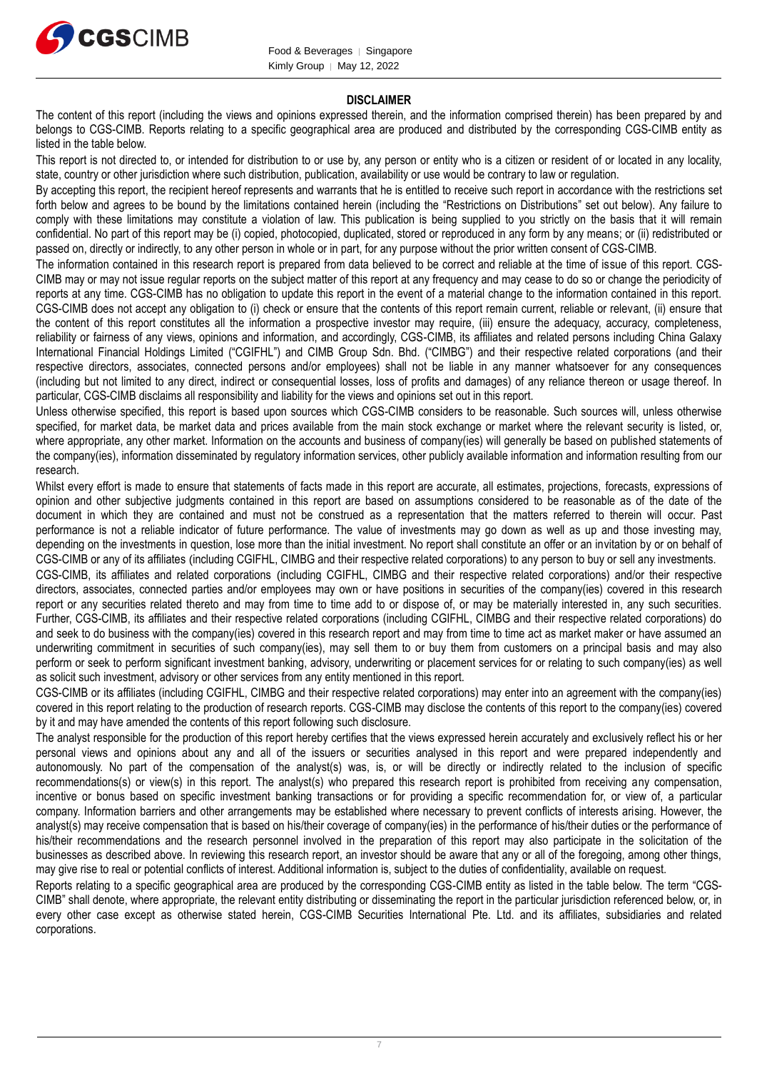## DISCLAIMER

The content of this report (including the views and opinions expressed therein, and the information comprised therein) has been prepared by and belongs to CGS-CIMB. Reports relating to a specific geographical area are produced and distributed by the corresponding CGS-CIMB entity as listed in the table below.

This report is not directed to, or intended for distribution to or use by, any person or entity who is a citizen or resident of or located in any locality, state, country or other jurisdiction where such distribution, publication, availability or use would be contrary to law or regulation.

By accepting this report, the recipient hereof represents and warrants that he is entitled to receive such report in accordance with the restrictions set forth below and agrees to be bound by the limitations contained herein (including the "Restrictions on Distributions" set out below). Any failure to comply with these limitations may constitute a violation of law. This publication is being supplied to you strictly on the basis that it will remain confidential. No part of this report may be (i) copied, photocopied, duplicated, stored or reproduced in any form by any means; or (ii) redistributed or passed on, directly or indirectly, to any other person in whole or in part, for any purpose without the prior written consent of CGS-CIMB.

The information contained in this research report is prepared from data believed to be correct and reliable at the time of issue of this report. CGS-CIMB may or may not issue regular reports on the subject matter of this report at any frequency and may cease to do so or change the periodicity of reports at any time. CGS-CIMB has no obligation to update this report in the event of a material change to the information contained in this report. CGS-CIMB does not accept any obligation to (i) check or ensure that the contents of this report remain current, reliable or relevant, (ii) ensure that the content of this report constitutes all the information a prospective investor may require, (iii) ensure the adequacy, accuracy, completeness, reliability or fairness of any views, opinions and information, and accordingly, CGS-CIMB, its affiliates and related persons including China Galaxy International Financial Holdings Limited ("CGIFHL") and CIMB Group Sdn. Bhd. ("CIMBG") and their respective related corporations (and their respective directors, associates, connected persons and/or employees) shall not be liable in any manner whatsoever for any consequences (including but not limited to any direct, indirect or consequential losses, loss of profits and damages) of any reliance thereon or usage thereof. In particular, CGS-CIMB disclaims all responsibility and liability for the views and opinions set out in this report.

Unless otherwise specified, this report is based upon sources which CGS-CIMB considers to be reasonable. Such sources will, unless otherwise specified, for market data, be market data and prices available from the main stock exchange or market where the relevant security is listed, or, where appropriate, any other market. Information on the accounts and business of company(ies) will generally be based on published statements of the company(ies), information disseminated by regulatory information services, other publicly available information and information resulting from our research.

Whilst every effort is made to ensure that statements of facts made in this report are accurate, all estimates, projections, forecasts, expressions of opinion and other subjective judgments contained in this report are based on assumptions considered to be reasonable as of the date of the document in which they are contained and must not be construed as a representation that the matters referred to therein will occur. Past performance is not a reliable indicator of future performance. The value of investments may go down as well as up and those investing may, depending on the investments in question, lose more than the initial investment. No report shall constitute an offer or an invitation by or on behalf of CGS-CIMB or any of its affiliates (including CGIFHL, CIMBG and their respective related corporations) to any person to buy or sell any investments.

CGS-CIMB, its affiliates and related corporations (including CGIFHL, CIMBG and their respective related corporations) and/or their respective directors, associates, connected parties and/or employees may own or have positions in securities of the company(ies) covered in this research report or any securities related thereto and may from time to time add to or dispose of, or may be materially interested in, any such securities. Further, CGS-CIMB, its affiliates and their respective related corporations (including CGIFHL, CIMBG and their respective related corporations) do and seek to do business with the company(ies) covered in this research report and may from time to time act as market maker or have assumed an underwriting commitment in securities of such company(ies), may sell them to or buy them from customers on a principal basis and may also perform or seek to perform significant investment banking, advisory, underwriting or placement services for or relating to such company(ies) as well as solicit such investment, advisory or other services from any entity mentioned in this report.

CGS-CIMB or its affiliates (including CGIFHL, CIMBG and their respective related corporations) may enter into an agreement with the company(ies) covered in this report relating to the production of research reports. CGS-CIMB may disclose the contents of this report to the company(ies) covered by it and may have amended the contents of this report following such disclosure.

The analyst responsible for the production of this report hereby certifies that the views expressed herein accurately and exclusively reflect his or her personal views and opinions about any and all of the issuers or securities analysed in this report and were prepared independently and autonomously. No part of the compensation of the analyst(s) was, is, or will be directly or indirectly related to the inclusion of specific recommendations(s) or view(s) in this report. The analyst(s) who prepared this research report is prohibited from receiving any compensation, incentive or bonus based on specific investment banking transactions or for providing a specific recommendation for, or view of, a particular company. Information barriers and other arrangements may be established where necessary to prevent conflicts of interests arising. However, the analyst(s) may receive compensation that is based on his/their coverage of company(ies) in the performance of his/their duties or the performance of his/their recommendations and the research personnel involved in the preparation of this report may also participate in the solicitation of the businesses as described above. In reviewing this research report, an investor should be aware that any or all of the foregoing, among other things, may give rise to real or potential conflicts of interest. Additional information is, subject to the duties of confidentiality, available on request.

Reports relating to a specific geographical area are produced by the corresponding CGS-CIMB entity as listed in the table below. The term "CGS-CIMB" shall denote, where appropriate, the relevant entity distributing or disseminating the report in the particular jurisdiction referenced below, or, in every other case except as otherwise stated herein, CGS-CIMB Securities International Pte. Ltd. and its affiliates, subsidiaries and related corporations.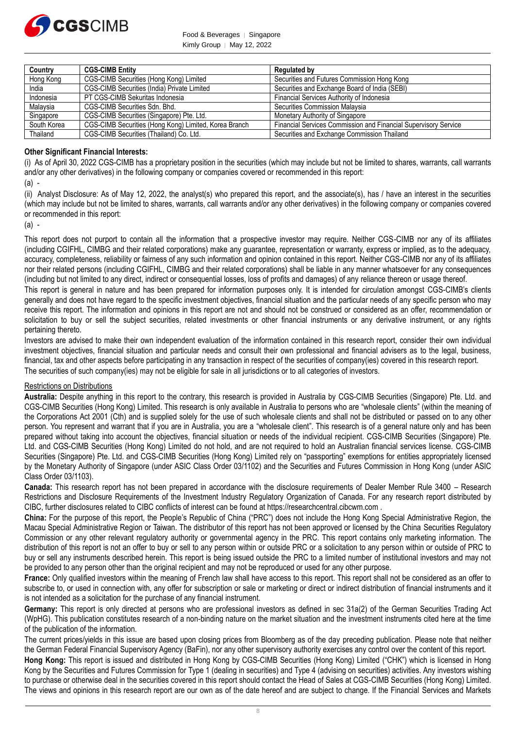| Country | CGS-CIMB Entity | Regulated by |
| --- | --- | --- |
| Hong Kong | CGS-CIMB Securities (Hong Kong) Limited | Securities and Futures Commission Hong Kong |
| India | CGS-CIMB Securities (India) Private Limited | Securities and Exchange Board of India (SEBI) |
| Indonesia | PT CGS-CIMB Sekuritas Indonesia | Financial Services Authority of Indonesia |
| Malaysia | CGS-CIMB Securities Sdn. Bhd. | Securities Commission Malaysia |
| Singapore | CGS-CIMB Securities (Singapore) Pte. Ltd. | Monetary Authority of Singapore |
| South Korea | CGS-CIMB Securities (Hong Kong) Limited, Korea Branch | Financial Services Commission and Financial Supervisory Service |
| Thailand | CGS-CIMB Securities (Thailand) Co. Ltd. | Securities and Exchange Commission Thailand |

**Other Significant Financial Interests:**

(i) As of April 30, 2022 CGS-CIMB has a proprietary position in the securities (which may include but not be limited to shares, warrants, call warrants and/or any other derivatives) in the following company or companies covered or recommended in this report:

(a) -

(ii) Analyst Disclosure: As of May 12, 2022, the analyst(s) who prepared this report, and the associate(s), has / have an interest in the securities (which may include but not be limited to shares, warrants, call warrants and/or any other derivatives) in the following company or companies covered or recommended in this report:

(a) -

This report does not purport to contain all the information that a prospective investor may require. Neither CGS-CIMB nor any of its affiliates (including CGIFHL, CIMBG and their related corporations) make any guarantee, representation or warranty, express or implied, as to the adequacy, accuracy, completeness, reliability or fairness of any such information and opinion contained in this report. Neither CGS-CIMB nor any of its affiliates nor their related persons (including CGIFHL, CIMBG and their related corporations) shall be liable in any manner whatsoever for any consequences (including but not limited to any direct, indirect or consequential losses, loss of profits and damages) of any reliance thereon or usage thereof.

This report is general in nature and has been prepared for information purposes only. It is intended for circulation amongst CGS-CIMB's clients generally and does not have regard to the specific investment objectives, financial situation and the particular needs of any specific person who may receive this report. The information and opinions in this report are not and should not be construed or considered as an offer, recommendation or solicitation to buy or sell the subject securities, related investments or other financial instruments or any derivative instrument, or any rights pertaining thereto.

Investors are advised to make their own independent evaluation of the information contained in this research report, consider their own individual investment objectives, financial situation and particular needs and consult their own professional and financial advisers as to the legal, business, financial, tax and other aspects before participating in any transaction in respect of the securities of company(ies) covered in this research report.

The securities of such company(ies) may not be eligible for sale in all jurisdictions or to all categories of investors.

Restrictions on Distributions

**Australia:** Despite anything in this report to the contrary, this research is provided in Australia by CGS-CIMB Securities (Singapore) Pte. Ltd. and CGS-CIMB Securities (Hong Kong) Limited. This research is only available in Australia to persons who are "wholesale clients" (within the meaning of the Corporations Act 2001 (Cth) and is supplied solely for the use of such wholesale clients and shall not be distributed or passed on to any other person. You represent and warrant that if you are in Australia, you are a "wholesale client". This research is of a general nature only and has been prepared without taking into account the objectives, financial situation or needs of the individual recipient. CGS-CIMB Securities (Singapore) Pte. Ltd. and CGS-CIMB Securities (Hong Kong) Limited do not hold, and are not required to hold an Australian financial services license. CGS-CIMB Securities (Singapore) Pte. Ltd. and CGS-CIMB Securities (Hong Kong) Limited rely on "passporting" exemptions for entities appropriately licensed by the Monetary Authority of Singapore (under ASIC Class Order 03/1102) and the Securities and Futures Commission in Hong Kong (under ASIC Class Order 03/1103).

**Canada:** This research report has not been prepared in accordance with the disclosure requirements of Dealer Member Rule 3400 – Research Restrictions and Disclosure Requirements of the Investment Industry Regulatory Organization of Canada. For any research report distributed by CIBC, further disclosures related to CIBC conflicts of interest can be found at https://researchcentral.cibcwm.com .

**China:** For the purpose of this report, the People's Republic of China ("PRC") does not include the Hong Kong Special Administrative Region, the Macau Special Administrative Region or Taiwan. The distributor of this report has not been approved or licensed by the China Securities Regulatory Commission or any other relevant regulatory authority or governmental agency in the PRC. This report contains only marketing information. The distribution of this report is not an offer to buy or sell to any person within or outside PRC or a solicitation to any person within or outside of PRC to buy or sell any instruments described herein. This report is being issued outside the PRC to a limited number of institutional investors and may not be provided to any person other than the original recipient and may not be reproduced or used for any other purpose.

**France:** Only qualified investors within the meaning of French law shall have access to this report. This report shall not be considered as an offer to subscribe to, or used in connection with, any offer for subscription or sale or marketing or direct or indirect distribution of financial instruments and it is not intended as a solicitation for the purchase of any financial instrument.

**Germany:** This report is only directed at persons who are professional investors as defined in sec 31a(2) of the German Securities Trading Act (WpHG). This publication constitutes research of a non-binding nature on the market situation and the investment instruments cited here at the time of the publication of the information.

The current prices/yields in this issue are based upon closing prices from Bloomberg as of the day preceding publication. Please note that neither the German Federal Financial Supervisory Agency (BaFin), nor any other supervisory authority exercises any control over the content of this report.

**Hong Kong:** This report is issued and distributed in Hong Kong by CGS-CIMB Securities (Hong Kong) Limited ("CHK") which is licensed in Hong Kong by the Securities and Futures Commission for Type 1 (dealing in securities) and Type 4 (advising on securities) activities. Any investors wishing to purchase or otherwise deal in the securities covered in this report should contact the Head of Sales at CGS-CIMB Securities (Hong Kong) Limited. The views and opinions in this research report are our own as of the date hereof and are subject to change. If the Financial Services and Markets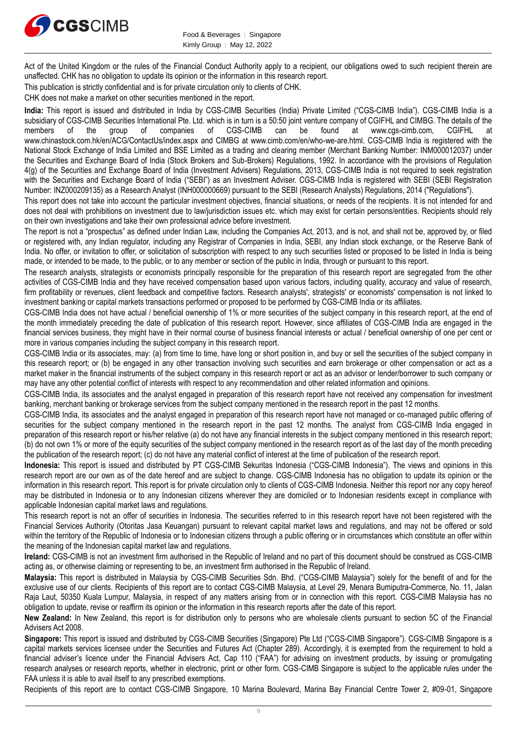Act of the United Kingdom or the rules of the Financial Conduct Authority apply to a recipient, our obligations owed to such recipient therein are unaffected. CHK has no obligation to update its opinion or the information in this research report.

This publication is strictly confidential and is for private circulation only to clients of CHK.

CHK does not make a market on other securities mentioned in the report.

**India:** This report is issued and distributed in India by CGS-CIMB Securities (India) Private Limited ("CGS-CIMB India"). CGS-CIMB India is a subsidiary of CGS-CIMB Securities International Pte. Ltd. which is in turn is a 50:50 joint venture company of CGIFHL and CIMBG. The details of the members of the group of companies of CGS-CIMB can be found at www.cgs-cimb.com, CGIFHL at www.chinastock.com.hk/en/ACG/ContactUs/index.aspx and CIMBG at www.cimb.com/en/who-we-are.html. CGS-CIMB India is registered with the National Stock Exchange of India Limited and BSE Limited as a trading and clearing member (Merchant Banking Number: INM000012037) under the Securities and Exchange Board of India (Stock Brokers and Sub-Brokers) Regulations, 1992. In accordance with the provisions of Regulation 4(g) of the Securities and Exchange Board of India (Investment Advisers) Regulations, 2013, CGS-CIMB India is not required to seek registration with the Securities and Exchange Board of India ("SEBI") as an Investment Adviser. CGS-CIMB India is registered with SEBI (SEBI Registration Number: INZ000209135) as a Research Analyst (INH000000669) pursuant to the SEBI (Research Analysts) Regulations, 2014 ("Regulations").

This report does not take into account the particular investment objectives, financial situations, or needs of the recipients. It is not intended for and does not deal with prohibitions on investment due to law/jurisdiction issues etc. which may exist for certain persons/entities. Recipients should rely on their own investigations and take their own professional advice before investment.

The report is not a "prospectus" as defined under Indian Law, including the Companies Act, 2013, and is not, and shall not be, approved by, or filed or registered with, any Indian regulator, including any Registrar of Companies in India, SEBI, any Indian stock exchange, or the Reserve Bank of India. No offer, or invitation to offer, or solicitation of subscription with respect to any such securities listed or proposed to be listed in India is being made, or intended to be made, to the public, or to any member or section of the public in India, through or pursuant to this report.

The research analysts, strategists or economists principally responsible for the preparation of this research report are segregated from the other activities of CGS-CIMB India and they have received compensation based upon various factors, including quality, accuracy and value of research, firm profitability or revenues, client feedback and competitive factors. Research analysts', strategists' or economists' compensation is not linked to investment banking or capital markets transactions performed or proposed to be performed by CGS-CIMB India or its affiliates.

CGS-CIMB India does not have actual / beneficial ownership of 1% or more securities of the subject company in this research report, at the end of the month immediately preceding the date of publication of this research report. However, since affiliates of CGS-CIMB India are engaged in the financial services business, they might have in their normal course of business financial interests or actual / beneficial ownership of one per cent or more in various companies including the subject company in this research report.

CGS-CIMB India or its associates, may: (a) from time to time, have long or short position in, and buy or sell the securities of the subject company in this research report; or (b) be engaged in any other transaction involving such securities and earn brokerage or other compensation or act as a market maker in the financial instruments of the subject company in this research report or act as an advisor or lender/borrower to such company or may have any other potential conflict of interests with respect to any recommendation and other related information and opinions.

CGS-CIMB India, its associates and the analyst engaged in preparation of this research report have not received any compensation for investment banking, merchant banking or brokerage services from the subject company mentioned in the research report in the past 12 months.

CGS-CIMB India, its associates and the analyst engaged in preparation of this research report have not managed or co-managed public offering of securities for the subject company mentioned in the research report in the past 12 months. The analyst from CGS-CIMB India engaged in preparation of this research report or his/her relative (a) do not have any financial interests in the subject company mentioned in this research report; (b) do not own 1% or more of the equity securities of the subject company mentioned in the research report as of the last day of the month preceding the publication of the research report; (c) do not have any material conflict of interest at the time of publication of the research report.

**Indonesia:** This report is issued and distributed by PT CGS-CIMB Sekuritas Indonesia ("CGS-CIMB Indonesia"). The views and opinions in this research report are our own as of the date hereof and are subject to change. CGS-CIMB Indonesia has no obligation to update its opinion or the information in this research report. This report is for private circulation only to clients of CGS-CIMB Indonesia. Neither this report nor any copy hereof may be distributed in Indonesia or to any Indonesian citizens wherever they are domiciled or to Indonesian residents except in compliance with applicable Indonesian capital market laws and regulations.

This research report is not an offer of securities in Indonesia. The securities referred to in this research report have not been registered with the Financial Services Authority (Otoritas Jasa Keuangan) pursuant to relevant capital market laws and regulations, and may not be offered or sold within the territory of the Republic of Indonesia or to Indonesian citizens through a public offering or in circumstances which constitute an offer within the meaning of the Indonesian capital market law and regulations.

**Ireland:** CGS-CIMB is not an investment firm authorised in the Republic of Ireland and no part of this document should be construed as CGS-CIMB acting as, or otherwise claiming or representing to be, an investment firm authorised in the Republic of Ireland.

**Malaysia:** This report is distributed in Malaysia by CGS-CIMB Securities Sdn. Bhd. ("CGS-CIMB Malaysia") solely for the benefit of and for the exclusive use of our clients. Recipients of this report are to contact CGS-CIMB Malaysia, at Level 29, Menara Bumiputra-Commerce, No. 11, Jalan Raja Laut, 50350 Kuala Lumpur, Malaysia, in respect of any matters arising from or in connection with this report. CGS-CIMB Malaysia has no obligation to update, revise or reaffirm its opinion or the information in this research reports after the date of this report.

**New Zealand:** In New Zealand, this report is for distribution only to persons who are wholesale clients pursuant to section 5C of the Financial Advisers Act 2008.

**Singapore:** This report is issued and distributed by CGS-CIMB Securities (Singapore) Pte Ltd ("CGS-CIMB Singapore"). CGS-CIMB Singapore is a capital markets services licensee under the Securities and Futures Act (Chapter 289). Accordingly, it is exempted from the requirement to hold a financial adviser's licence under the Financial Advisers Act, Cap 110 ("FAA") for advising on investment products, by issuing or promulgating research analyses or research reports, whether in electronic, print or other form. CGS-CIMB Singapore is subject to the applicable rules under the FAA unless it is able to avail itself to any prescribed exemptions.

Recipients of this report are to contact CGS-CIMB Singapore, 10 Marina Boulevard, Marina Bay Financial Centre Tower 2, #09-01, Singapore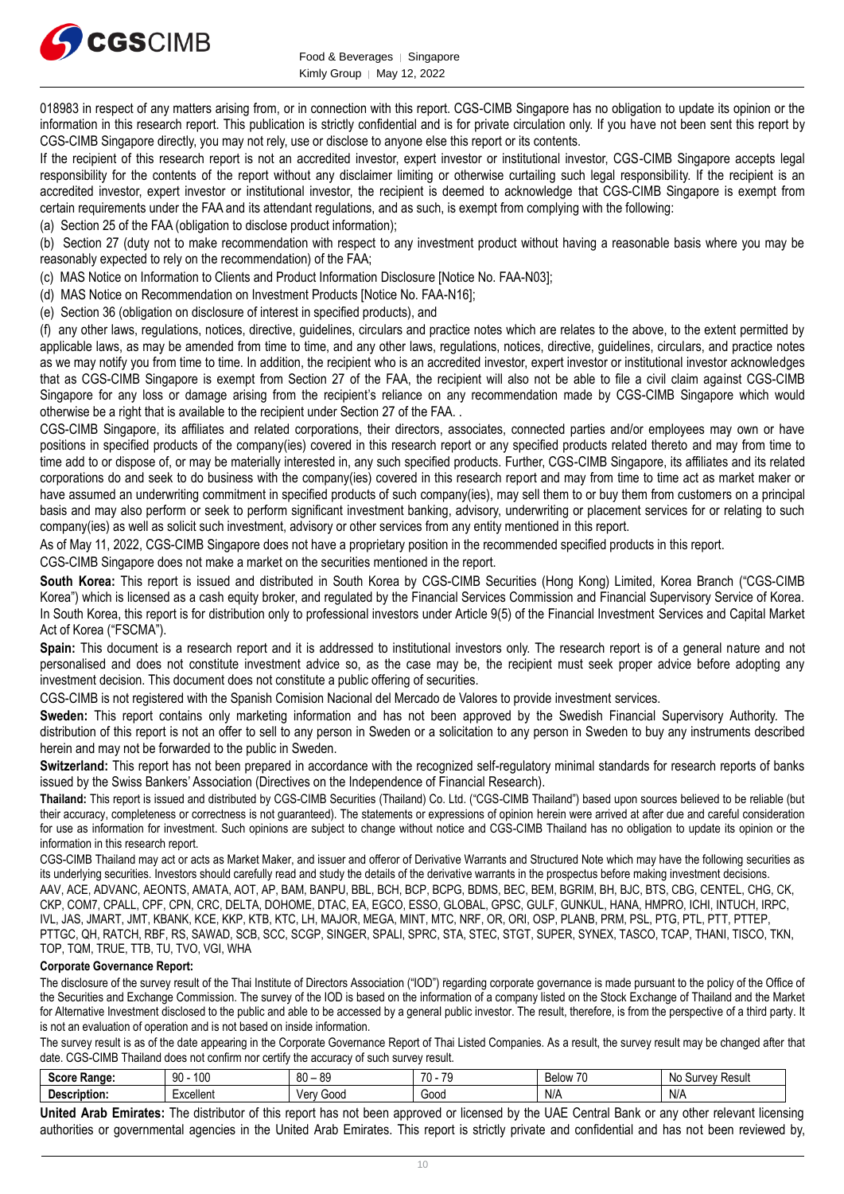018983 in respect of any matters arising from, or in connection with this report. CGS-CIMB Singapore has no obligation to update its opinion or the information in this research report. This publication is strictly confidential and is for private circulation only. If you have not been sent this report by CGS-CIMB Singapore directly, you may not rely, use or disclose to anyone else this report or its contents.

If the recipient of this research report is not an accredited investor, expert investor or institutional investor, CGS-CIMB Singapore accepts legal responsibility for the contents of the report without any disclaimer limiting or otherwise curtailing such legal responsibility. If the recipient is an accredited investor, expert investor or institutional investor, the recipient is deemed to acknowledge that CGS-CIMB Singapore is exempt from certain requirements under the FAA and its attendant regulations, and as such, is exempt from complying with the following:

(a) Section 25 of the FAA (obligation to disclose product information);

(b) Section 27 (duty not to make recommendation with respect to any investment product without having a reasonable basis where you may be reasonably expected to rely on the recommendation) of the FAA;

(c) MAS Notice on Information to Clients and Product Information Disclosure [Notice No. FAA-N03];

(d) MAS Notice on Recommendation on Investment Products [Notice No. FAA-N16];

(e) Section 36 (obligation on disclosure of interest in specified products), and

(f) any other laws, regulations, notices, directive, guidelines, circulars and practice notes which are relates to the above, to the extent permitted by applicable laws, as may be amended from time to time, and any other laws, regulations, notices, directive, guidelines, circulars, and practice notes as we may notify you from time to time. In addition, the recipient who is an accredited investor, expert investor or institutional investor acknowledges that as CGS-CIMB Singapore is exempt from Section 27 of the FAA, the recipient will also not be able to file a civil claim against CGS-CIMB Singapore for any loss or damage arising from the recipient's reliance on any recommendation made by CGS-CIMB Singapore which would otherwise be a right that is available to the recipient under Section 27 of the FAA. .

CGS-CIMB Singapore, its affiliates and related corporations, their directors, associates, connected parties and/or employees may own or have positions in specified products of the company(ies) covered in this research report or any specified products related thereto and may from time to time add to or dispose of, or may be materially interested in, any such specified products. Further, CGS-CIMB Singapore, its affiliates and its related corporations do and seek to do business with the company(ies) covered in this research report and may from time to time act as market maker or have assumed an underwriting commitment in specified products of such company(ies), may sell them to or buy them from customers on a principal basis and may also perform or seek to perform significant investment banking, advisory, underwriting or placement services for or relating to such company(ies) as well as solicit such investment, advisory or other services from any entity mentioned in this report.

As of May 11, 2022, CGS-CIMB Singapore does not have a proprietary position in the recommended specified products in this report.

CGS-CIMB Singapore does not make a market on the securities mentioned in the report.

**South Korea:** This report is issued and distributed in South Korea by CGS-CIMB Securities (Hong Kong) Limited, Korea Branch ("CGS-CIMB Korea") which is licensed as a cash equity broker, and regulated by the Financial Services Commission and Financial Supervisory Service of Korea. In South Korea, this report is for distribution only to professional investors under Article 9(5) of the Financial Investment Services and Capital Market Act of Korea ("FSCMA").

**Spain:** This document is a research report and it is addressed to institutional investors only. The research report is of a general nature and not personalised and does not constitute investment advice so, as the case may be, the recipient must seek proper advice before adopting any investment decision. This document does not constitute a public offering of securities.

CGS-CIMB is not registered with the Spanish Comision Nacional del Mercado de Valores to provide investment services.

**Sweden:** This report contains only marketing information and has not been approved by the Swedish Financial Supervisory Authority. The distribution of this report is not an offer to sell to any person in Sweden or a solicitation to any person in Sweden to buy any instruments described herein and may not be forwarded to the public in Sweden.

**Switzerland:** This report has not been prepared in accordance with the recognized self-regulatory minimal standards for research reports of banks issued by the Swiss Bankers' Association (Directives on the Independence of Financial Research).

**Thailand:** This report is issued and distributed by CGS-CIMB Securities (Thailand) Co. Ltd. ("CGS-CIMB Thailand") based upon sources believed to be reliable (but their accuracy, completeness or correctness is not guaranteed). The statements or expressions of opinion herein were arrived at after due and careful consideration for use as information for investment. Such opinions are subject to change without notice and CGS-CIMB Thailand has no obligation to update its opinion or the information in this research report.

CGS-CIMB Thailand may act or acts as Market Maker, and issuer and offeror of Derivative Warrants and Structured Note which may have the following securities as its underlying securities. Investors should carefully read and study the details of the derivative warrants in the prospectus before making investment decisions.

AAV, ACE, ADVANC, AEONTS, AMATA, AOT, AP, BAM, BANPU, BBL, BCH, BCP, BCPG, BDMS, BEC, BEM, BGRIM, BH, BJC, BTS, CBG, CENTEL, CHG, CK, CKP, COM7, CPALL, CPF, CPN, CRC, DELTA, DOHOME, DTAC, EA, EGCO, ESSO, GLOBAL, GPSC, GULF, GUNKUL, HANA, HMPRO, ICHI, INTUCH, IRPC, IVL, JAS, JMART, JMT, KBANK, KCE, KKP, KTB, KTC, LH, MAJOR, MEGA, MINT, MTC, NRF, OR, ORI, OSP, PLANB, PRM, PSL, PTG, PTL, PTT, PTTEP, PTTGC, QH, RATCH, RBF, RS, SAWAD, SCB, SCC, SCGP, SINGER, SPALI, SPRC, STA, STEC, STGT, SUPER, SYNEX, TASCO, TCAP, THANI, TISCO, TKN, TOP, TQM, TRUE, TTB, TU, TVO, VGI, WHA

**Corporate Governance Report:**

The disclosure of the survey result of the Thai Institute of Directors Association ("IOD") regarding corporate governance is made pursuant to the policy of the Office of the Securities and Exchange Commission. The survey of the IOD is based on the information of a company listed on the Stock Exchange of Thailand and the Market for Alternative Investment disclosed to the public and able to be accessed by a general public investor. The result, therefore, is from the perspective of a third party. It is not an evaluation of operation and is not based on inside information.

The survey result is as of the date appearing in the Corporate Governance Report of Thai Listed Companies. As a result, the survey result may be changed after that date. CGS-CIMB Thailand does not confirm nor certify the accuracy of such survey result.

| **Score Range:** | 90 - 100 | 80 – 89 | 70 - 79 | Below 70 | No Survey Result |
|---|---|---|---|---|---|
| **Description:** | Excellent | Very Good | Good | N/A | N/A |

**United Arab Emirates:** The distributor of this report has not been approved or licensed by the UAE Central Bank or any other relevant licensing authorities or governmental agencies in the United Arab Emirates. This report is strictly private and confidential and has not been reviewed by,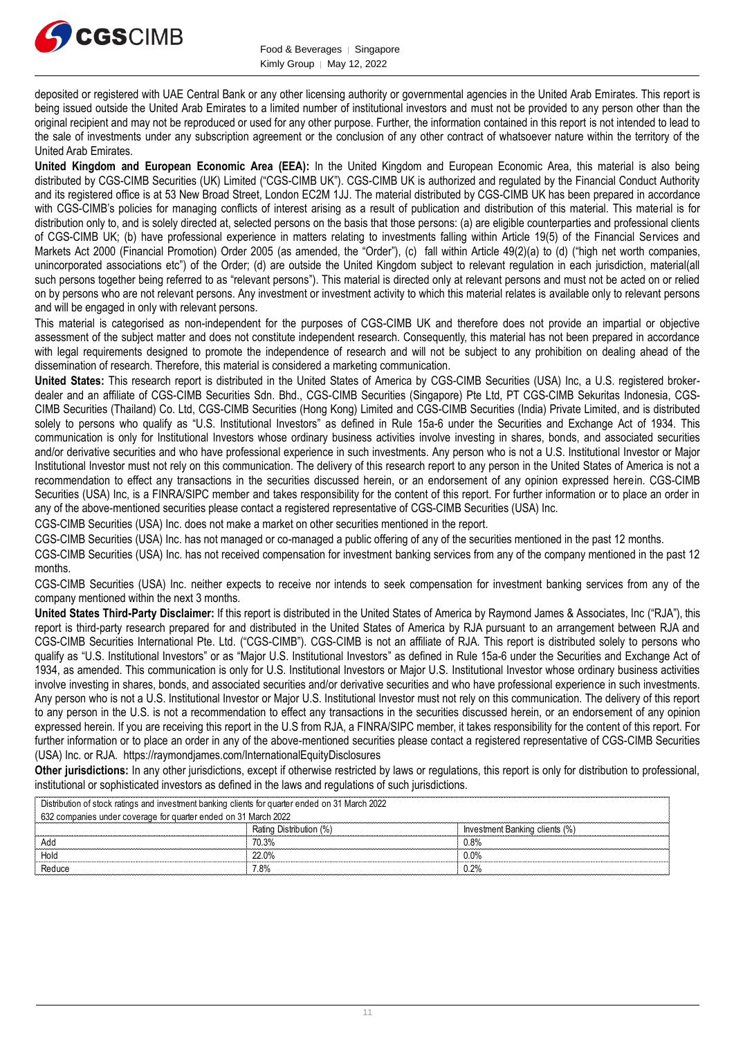deposited or registered with UAE Central Bank or any other licensing authority or governmental agencies in the United Arab Emirates. This report is being issued outside the United Arab Emirates to a limited number of institutional investors and must not be provided to any person other than the original recipient and may not be reproduced or used for any other purpose. Further, the information contained in this report is not intended to lead to the sale of investments under any subscription agreement or the conclusion of any other contract of whatsoever nature within the territory of the United Arab Emirates.

**United Kingdom and European Economic Area (EEA):** In the United Kingdom and European Economic Area, this material is also being distributed by CGS-CIMB Securities (UK) Limited ("CGS-CIMB UK"). CGS-CIMB UK is authorized and regulated by the Financial Conduct Authority and its registered office is at 53 New Broad Street, London EC2M 1JJ. The material distributed by CGS-CIMB UK has been prepared in accordance with CGS-CIMB's policies for managing conflicts of interest arising as a result of publication and distribution of this material. This material is for distribution only to, and is solely directed at, selected persons on the basis that those persons: (a) are eligible counterparties and professional clients of CGS-CIMB UK; (b) have professional experience in matters relating to investments falling within Article 19(5) of the Financial Services and Markets Act 2000 (Financial Promotion) Order 2005 (as amended, the "Order"), (c) fall within Article 49(2)(a) to (d) ("high net worth companies, unincorporated associations etc") of the Order; (d) are outside the United Kingdom subject to relevant regulation in each jurisdiction, material(all such persons together being referred to as "relevant persons"). This material is directed only at relevant persons and must not be acted on or relied on by persons who are not relevant persons. Any investment or investment activity to which this material relates is available only to relevant persons and will be engaged in only with relevant persons.

This material is categorised as non-independent for the purposes of CGS-CIMB UK and therefore does not provide an impartial or objective assessment of the subject matter and does not constitute independent research. Consequently, this material has not been prepared in accordance with legal requirements designed to promote the independence of research and will not be subject to any prohibition on dealing ahead of the dissemination of research. Therefore, this material is considered a marketing communication.

**United States:** This research report is distributed in the United States of America by CGS-CIMB Securities (USA) Inc, a U.S. registered broker-dealer and an affiliate of CGS-CIMB Securities Sdn. Bhd., CGS-CIMB Securities (Singapore) Pte Ltd, PT CGS-CIMB Sekuritas Indonesia, CGS-CIMB Securities (Thailand) Co. Ltd, CGS-CIMB Securities (Hong Kong) Limited and CGS-CIMB Securities (India) Private Limited, and is distributed solely to persons who qualify as "U.S. Institutional Investors" as defined in Rule 15a-6 under the Securities and Exchange Act of 1934. This communication is only for Institutional Investors whose ordinary business activities involve investing in shares, bonds, and associated securities and/or derivative securities and who have professional experience in such investments. Any person who is not a U.S. Institutional Investor or Major Institutional Investor must not rely on this communication. The delivery of this research report to any person in the United States of America is not a recommendation to effect any transactions in the securities discussed herein, or an endorsement of any opinion expressed herein. CGS-CIMB Securities (USA) Inc, is a FINRA/SIPC member and takes responsibility for the content of this report. For further information or to place an order in any of the above-mentioned securities please contact a registered representative of CGS-CIMB Securities (USA) Inc.

CGS-CIMB Securities (USA) Inc. does not make a market on other securities mentioned in the report.

CGS-CIMB Securities (USA) Inc. has not managed or co-managed a public offering of any of the securities mentioned in the past 12 months.

CGS-CIMB Securities (USA) Inc. has not received compensation for investment banking services from any of the company mentioned in the past 12 months.

CGS-CIMB Securities (USA) Inc. neither expects to receive nor intends to seek compensation for investment banking services from any of the company mentioned within the next 3 months.

**United States Third-Party Disclaimer:** If this report is distributed in the United States of America by Raymond James & Associates, Inc ("RJA"), this report is third-party research prepared for and distributed in the United States of America by RJA pursuant to an arrangement between RJA and CGS-CIMB Securities International Pte. Ltd. ("CGS-CIMB"). CGS-CIMB is not an affiliate of RJA. This report is distributed solely to persons who qualify as "U.S. Institutional Investors" or as "Major U.S. Institutional Investors" as defined in Rule 15a-6 under the Securities and Exchange Act of 1934, as amended. This communication is only for U.S. Institutional Investors or Major U.S. Institutional Investor whose ordinary business activities involve investing in shares, bonds, and associated securities and/or derivative securities and who have professional experience in such investments. Any person who is not a U.S. Institutional Investor or Major U.S. Institutional Investor must not rely on this communication. The delivery of this report to any person in the U.S. is not a recommendation to effect any transactions in the securities discussed herein, or an endorsement of any opinion expressed herein. If you are receiving this report in the U.S from RJA, a FINRA/SIPC member, it takes responsibility for the content of this report. For further information or to place an order in any of the above-mentioned securities please contact a registered representative of CGS-CIMB Securities (USA) Inc. or RJA. https://raymondjames.com/InternationalEquityDisclosures

**Other jurisdictions:** In any other jurisdictions, except if otherwise restricted by laws or regulations, this report is only for distribution to professional, institutional or sophisticated investors as defined in the laws and regulations of such jurisdictions.

| Distribution of stock ratings and investment banking clients for quarter ended on 31 March 2022 | | |
|---|---|---|
| 632 companies under coverage for quarter ended on 31 March 2022 | | |
| | Rating Distribution (%) | Investment Banking clients (%) |
| Add | 70.3% | 0.8% |
| Hold | 22.0% | 0.0% |
| Reduce | 7.8% | 0.2% |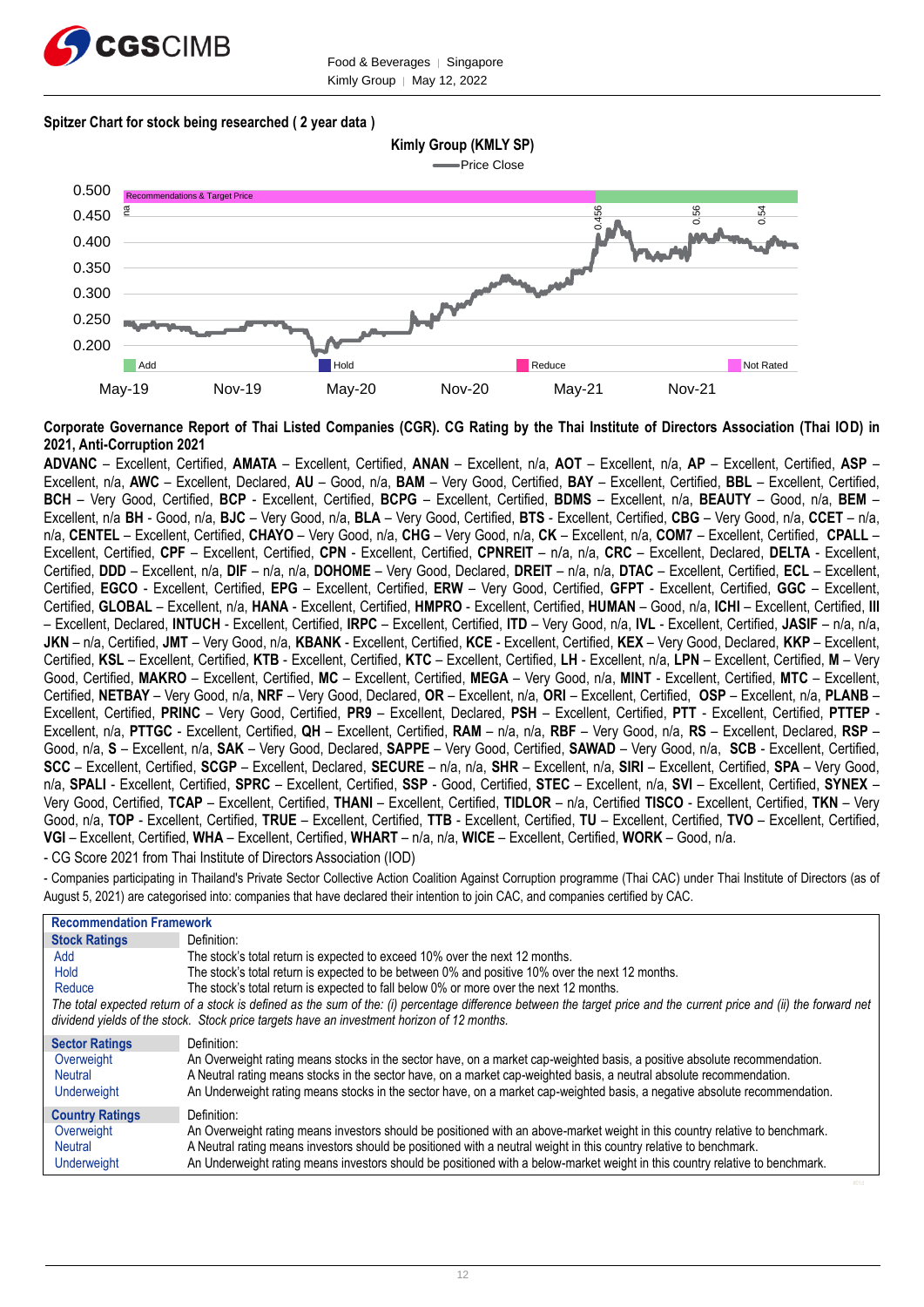**Spitzer Chart for stock being researched ( 2 year data )**

Kimly Group (KMLY SP)

Price Close

0.500
0.450
0.400
0.350
0.300
0.250
0.200

Recommendations & Target Price

na
0.456
0.56
0.54

Add
Hold
Reduce
Not Rated

May-19
Nov-19
May-20
Nov-20
May-21
Nov-21

**Corporate Governance Report of Thai Listed Companies (CGR). CG Rating by the Thai Institute of Directors Association (Thai IOD) in 2021, Anti-Corruption 2021**

**ADVANC** – Excellent, Certified, **AMATA** – Excellent, Certified, **ANAN** – Excellent, n/a, **AOT** – Excellent, n/a, **AP** – Excellent, Certified, **ASP** – Excellent, n/a, **AWC** – Excellent, Declared, **AU** – Good, n/a, **BAM** – Very Good, Certified, **BAY** – Excellent, Certified, **BBL** – Excellent, Certified, **BCH** – Very Good, Certified, **BCP** - Excellent, Certified, **BCPG** – Excellent, Certified, **BDMS** – Excellent, n/a, **BEAUTY** – Good, n/a, **BEM** – Excellent, n/a **BH** - Good, n/a, **BJC** – Very Good, n/a, **BLA** – Very Good, Certified, **BTS** - Excellent, Certified, **CBG** – Very Good, n/a, **CCET** – n/a, n/a, **CENTEL** – Excellent, Certified, **CHAYO** – Very Good, n/a, **CHG** – Very Good, n/a, **CK** – Excellent, n/a, **COM7** – Excellent, Certified, **CPALL** – Excellent, Certified, **CPF** – Excellent, Certified, **CPN** - Excellent, Certified, **CPNREIT** – n/a, n/a, **CRC** – Excellent, Declared, **DELTA** - Excellent, Certified, **DDD** – Excellent, n/a, **DIF** – n/a, n/a, **DOHOME** – Very Good, Declared, **DREIT** – n/a, n/a, **DTAC** – Excellent, Certified, **ECL** – Excellent, Certified, **EGCO** - Excellent, Certified, **EPG** – Excellent, Certified, **ERW** – Very Good, Certified, **GFPT** - Excellent, Certified, **GGC** – Excellent, Certified, **GLOBAL** – Excellent, n/a, **HANA** - Excellent, Certified, **HMPRO** - Excellent, Certified, **HUMAN** – Good, n/a, **ICHI** – Excellent, Certified, **III** – Excellent, Declared, **INTUCH** - Excellent, Certified, **IRPC** – Excellent, Certified, **ITD** – Very Good, n/a, **IVL** - Excellent, Certified, **JASIF** – n/a, n/a, **JKN** – n/a, Certified, **JMT** – Very Good, n/a, **KBANK** - Excellent, Certified, **KCE** - Excellent, Certified, **KEX** – Very Good, Declared, **KKP** – Excellent, Certified, **KSL** – Excellent, Certified, **KTB** - Excellent, Certified, **KTC** – Excellent, Certified, **LH** - Excellent, n/a, **LPN** – Excellent, Certified, **M** – Very Good, Certified, **MAKRO** – Excellent, Certified, **MC** – Excellent, Certified, **MEGA** – Very Good, n/a, **MINT** - Excellent, Certified, **MTC** – Excellent, Certified, **NETBAY** – Very Good, n/a, **NRF** – Very Good, Declared, **OR** – Excellent, n/a, **ORI** – Excellent, Certified, **OSP** – Excellent, n/a, **PLANB** – Excellent, Certified, **PRINC** – Very Good, Certified, **PR9** – Excellent, Declared, **PSH** – Excellent, Certified, **PTT** - Excellent, Certified, **PTTEP** - Excellent, n/a, **PTTGC** - Excellent, Certified, **QH** – Excellent, Certified, **RAM** – n/a, n/a, **RBF** – Very Good, n/a, **RS** – Excellent, Declared, **RSP** – Good, n/a, **S** – Excellent, n/a, **SAK** – Very Good, Declared, **SAPPE** – Very Good, Certified, **SAWAD** – Very Good, n/a, **SCB** - Excellent, Certified, **SCC** – Excellent, Certified, **SCGP** – Excellent, Declared, **SECURE** – n/a, n/a, **SHR** – Excellent, n/a, **SIRI** – Excellent, Certified, **SPA** – Very Good, n/a, **SPALI** - Excellent, Certified, **SPRC** – Excellent, Certified, **SSP** - Good, Certified, **STEC** – Excellent, n/a, **SVI** – Excellent, Certified, **SYNEX** – Very Good, Certified, **TCAP** – Excellent, Certified, **THANI** – Excellent, Certified, **TIDLOR** – n/a, Certified **TISCO** - Excellent, Certified, **TKN** – Very Good, n/a, **TOP** - Excellent, Certified, **TRUE** – Excellent, Certified, **TTB** - Excellent, Certified, **TU** – Excellent, Certified, **TVO** – Excellent, Certified, **VGI** – Excellent, Certified, **WHA** – Excellent, Certified, **WHART** – n/a, n/a, **WICE** – Excellent, Certified, **WORK** – Good, n/a.

- CG Score 2021 from Thai Institute of Directors Association (IOD)

- Companies participating in Thailand's Private Sector Collective Action Coalition Against Corruption programme (Thai CAC) under Thai Institute of Directors (as of August 5, 2021) are categorised into: companies that have declared their intention to join CAC, and companies certified by CAC.

**Recommendation Framework**

| | |
|---|---|
| **Stock Ratings** | Definition: |
| Add | The stock's total return is expected to exceed 10% over the next 12 months. |
| Hold | The stock's total return is expected to be between 0% and positive 10% over the next 12 months. |
| Reduce | The stock's total return is expected to fall below 0% or more over the next 12 months. |

*The total expected return of a stock is defined as the sum of the: (i) percentage difference between the target price and the current price and (ii) the forward net dividend yields of the stock. Stock price targets have an investment horizon of 12 months.*

| | |
|---|---|
| **Sector Ratings** | Definition: |
| Overweight | An Overweight rating means stocks in the sector have, on a market cap-weighted basis, a positive absolute recommendation. |
| Neutral | A Neutral rating means stocks in the sector have, on a market cap-weighted basis, a neutral absolute recommendation. |
| Underweight | An Underweight rating means stocks in the sector have, on a market cap-weighted basis, a negative absolute recommendation. |

| | |
|---|---|
| **Country Ratings** | Definition: |
| Overweight | An Overweight rating means investors should be positioned with an above-market weight in this country relative to benchmark. |
| Neutral | A Neutral rating means investors should be positioned with a neutral weight in this country relative to benchmark. |
| Underweight | An Underweight rating means investors should be positioned with a below-market weight in this country relative to benchmark. |